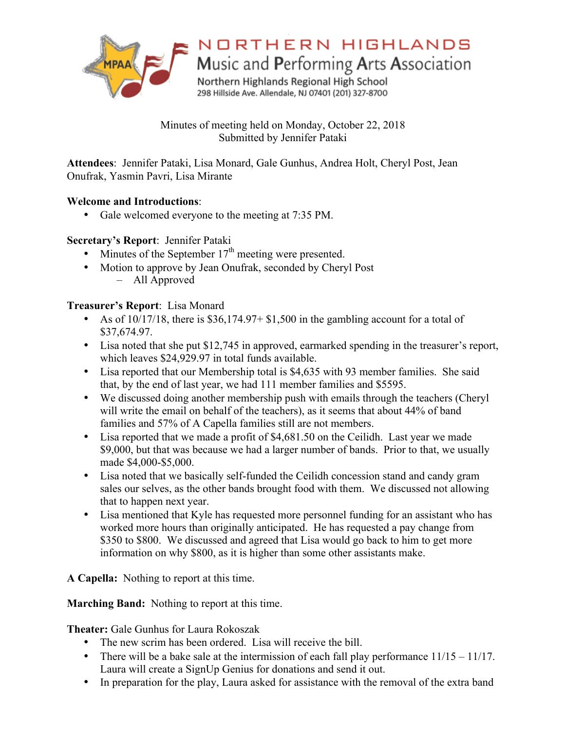# NORTHERN HIGHLANDS

## Music and Performing Arts Association

Northern Highlands Regional High School
298 Hillside Ave. Allendale, NJ 07401 (201) 327-8700

Minutes of meeting held on Monday, October 22, 2018
Submitted by Jennifer Pataki

**Attendees**: Jennifer Pataki, Lisa Monard, Gale Gunhus, Andrea Holt, Cheryl Post, Jean Onufrak, Yasmin Pavri, Lisa Mirante

**Welcome and Introductions**:

- Gale welcomed everyone to the meeting at 7:35 PM.

**Secretary's Report**: Jennifer Pataki

- Minutes of the September 17th meeting were presented.
- Motion to approve by Jean Onufrak, seconded by Cheryl Post
  - All Approved

**Treasurer's Report**: Lisa Monard

- As of 10/17/18, there is $36,174.97+ $1,500 in the gambling account for a total of $37,674.97.
- Lisa noted that she put $12,745 in approved, earmarked spending in the treasurer's report, which leaves $24,929.97 in total funds available.
- Lisa reported that our Membership total is $4,635 with 93 member families. She said that, by the end of last year, we had 111 member families and $5595.
- We discussed doing another membership push with emails through the teachers (Cheryl will write the email on behalf of the teachers), as it seems that about 44% of band families and 57% of A Capella families still are not members.
- Lisa reported that we made a profit of $4,681.50 on the Ceilidh. Last year we made $9,000, but that was because we had a larger number of bands. Prior to that, we usually made $4,000-$5,000.
- Lisa noted that we basically self-funded the Ceilidh concession stand and candy gram sales our selves, as the other bands brought food with them. We discussed not allowing that to happen next year.
- Lisa mentioned that Kyle has requested more personnel funding for an assistant who has worked more hours than originally anticipated. He has requested a pay change from $350 to $800. We discussed and agreed that Lisa would go back to him to get more information on why $800, as it is higher than some other assistants make.

**A Capella:** Nothing to report at this time.

**Marching Band:** Nothing to report at this time.

**Theater:** Gale Gunhus for Laura Rokoszak

- The new scrim has been ordered. Lisa will receive the bill.
- There will be a bake sale at the intermission of each fall play performance 11/15 – 11/17. Laura will create a SignUp Genius for donations and send it out.
- In preparation for the play, Laura asked for assistance with the removal of the extra band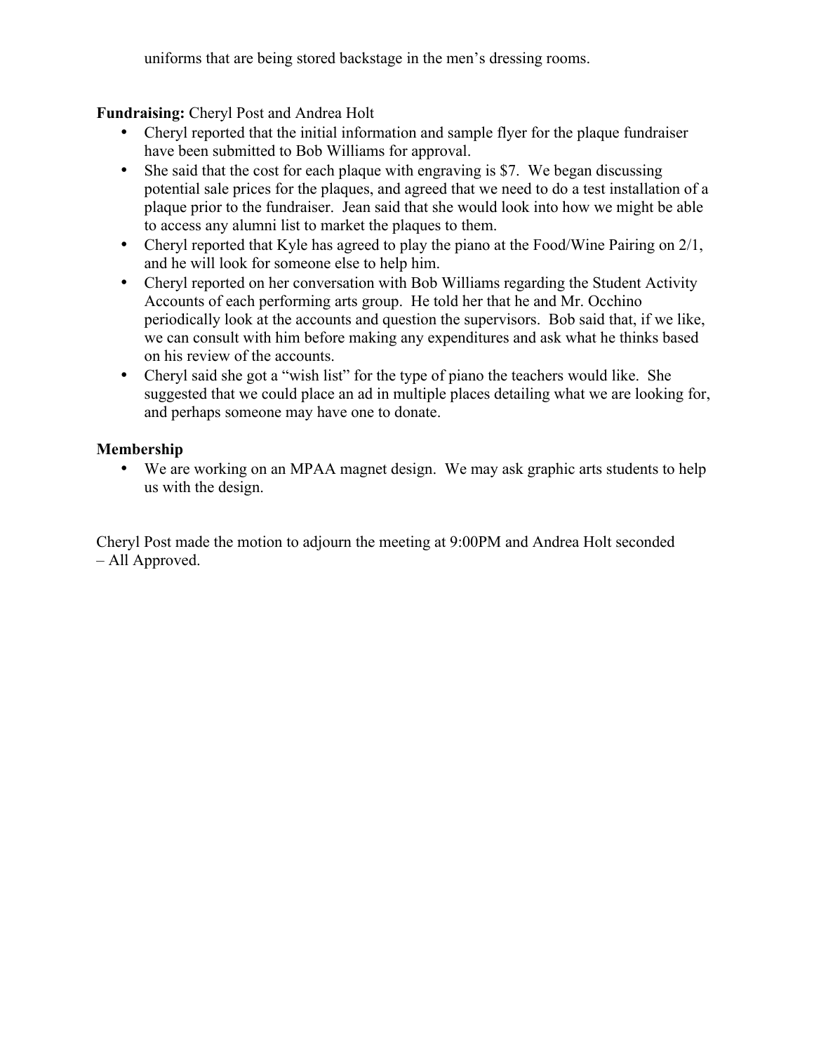uniforms that are being stored backstage in the men's dressing rooms.

**Fundraising:** Cheryl Post and Andrea Holt

- Cheryl reported that the initial information and sample flyer for the plaque fundraiser have been submitted to Bob Williams for approval.
- She said that the cost for each plaque with engraving is $7. We began discussing potential sale prices for the plaques, and agreed that we need to do a test installation of a plaque prior to the fundraiser. Jean said that she would look into how we might be able to access any alumni list to market the plaques to them.
- Cheryl reported that Kyle has agreed to play the piano at the Food/Wine Pairing on 2/1, and he will look for someone else to help him.
- Cheryl reported on her conversation with Bob Williams regarding the Student Activity Accounts of each performing arts group. He told her that he and Mr. Occhino periodically look at the accounts and question the supervisors. Bob said that, if we like, we can consult with him before making any expenditures and ask what he thinks based on his review of the accounts.
- Cheryl said she got a "wish list" for the type of piano the teachers would like. She suggested that we could place an ad in multiple places detailing what we are looking for, and perhaps someone may have one to donate.

**Membership**

- We are working on an MPAA magnet design. We may ask graphic arts students to help us with the design.

Cheryl Post made the motion to adjourn the meeting at 9:00PM and Andrea Holt seconded – All Approved.